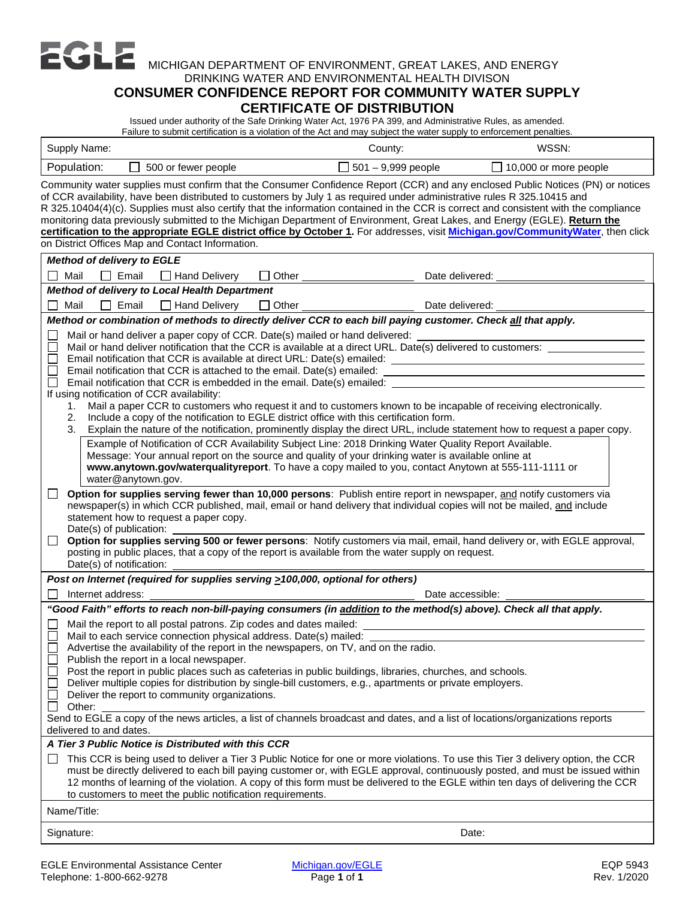EGLE

MICHIGAN DEPARTMENT OF ENVIRONMENT, GREAT LAKES, AND ENERGY
DRINKING WATER AND ENVIRONMENTAL HEALTH DIVISON

# CONSUMER CONFIDENCE REPORT FOR COMMUNITY WATER SUPPLY CERTIFICATE OF DISTRIBUTION

Issued under authority of the Safe Drinking Water Act, 1976 PA 399, and Administrative Rules, as amended.
Failure to submit certification is a violation of the Act and may subject the water supply to enforcement penalties.

| Supply Name: | County: | WSSN: |
|---|---|---|
| Population: ☐ 500 or fewer people | ☐ 501 – 9,999 people | ☐ 10,000 or more people |

Community water supplies must confirm that the Consumer Confidence Report (CCR) and any enclosed Public Notices (PN) or notices of CCR availability, have been distributed to customers by July 1 as required under administrative rules R 325.10415 and R 325.10404(4)(c). Supplies must also certify that the information contained in the CCR is correct and consistent with the compliance monitoring data previously submitted to the Michigan Department of Environment, Great Lakes, and Energy (EGLE). **Return the certification to the appropriate EGLE district office by October 1.** For addresses, visit **Michigan.gov/CommunityWater**, then click on District Offices Map and Contact Information.

***Method of delivery to EGLE***

☐ Mail ☐ Email ☐ Hand Delivery ☐ Other \_\_\_\_\_\_\_\_\_\_ Date delivered: \_\_\_\_\_\_\_\_\_\_

***Method of delivery to Local Health Department***

☐ Mail ☐ Email ☐ Hand Delivery ☐ Other \_\_\_\_\_\_\_\_\_\_ Date delivered: \_\_\_\_\_\_\_\_\_\_

***Method or combination of methods to directly deliver CCR to each bill paying customer. Check all that apply.***

- ☐ Mail or hand deliver a paper copy of CCR. Date(s) mailed or hand delivered: \_\_\_\_\_\_\_\_\_\_
- ☐ Mail or hand deliver notification that the CCR is available at a direct URL. Date(s) delivered to customers: \_\_\_\_\_\_\_\_\_\_
- ☐ Email notification that CCR is available at direct URL: Date(s) emailed: \_\_\_\_\_\_\_\_\_\_
- ☐ Email notification that CCR is attached to the email. Date(s) emailed: \_\_\_\_\_\_\_\_\_\_
- ☐ Email notification that CCR is embedded in the email. Date(s) emailed: \_\_\_\_\_\_\_\_\_\_

If using notification of CCR availability:

1. Mail a paper CCR to customers who request it and to customers known to be incapable of receiving electronically.
2. Include a copy of the notification to EGLE district office with this certification form.
3. Explain the nature of the notification, prominently display the direct URL, include statement how to request a paper copy.

> Example of Notification of CCR Availability Subject Line: 2018 Drinking Water Quality Report Available.
> Message: Your annual report on the source and quality of your drinking water is available online at **www.anytown.gov/waterqualityreport**. To have a copy mailed to you, contact Anytown at 555-111-1111 or water@anytown.gov.

☐ **Option for supplies serving fewer than 10,000 persons**: Publish entire report in newspaper, and notify customers via newspaper(s) in which CCR published, mail, email or hand delivery that individual copies will not be mailed, and include statement how to request a paper copy.
Date(s) of publication: \_\_\_\_\_\_\_\_\_\_

☐ **Option for supplies serving 500 or fewer persons**: Notify customers via mail, email, hand delivery or, with EGLE approval, posting in public places, that a copy of the report is available from the water supply on request.
Date(s) of notification: \_\_\_\_\_\_\_\_\_\_

***Post on Internet (required for supplies serving ≥100,000, optional for others)***

☐ Internet address: \_\_\_\_\_\_\_\_\_\_ Date accessible: \_\_\_\_\_\_\_\_\_\_

***"Good Faith" efforts to reach non-bill-paying consumers (in addition to the method(s) above). Check all that apply.***

- ☐ Mail the report to all postal patrons. Zip codes and dates mailed: \_\_\_\_\_\_\_\_\_\_
- ☐ Mail to each service connection physical address. Date(s) mailed: \_\_\_\_\_\_\_\_\_\_
- ☐ Advertise the availability of the report in the newspapers, on TV, and on the radio.
- ☐ Publish the report in a local newspaper.
- ☐ Post the report in public places such as cafeterias in public buildings, libraries, churches, and schools.
- ☐ Deliver multiple copies for distribution by single-bill customers, e.g., apartments or private employers.
- ☐ Deliver the report to community organizations.
- ☐ Other: \_\_\_\_\_\_\_\_\_\_

Send to EGLE a copy of the news articles, a list of channels broadcast and dates, and a list of locations/organizations reports delivered to and dates.

***A Tier 3 Public Notice is Distributed with this CCR***

☐ This CCR is being used to deliver a Tier 3 Public Notice for one or more violations. To use this Tier 3 delivery option, the CCR must be directly delivered to each bill paying customer or, with EGLE approval, continuously posted, and must be issued within 12 months of learning of the violation. A copy of this form must be delivered to the EGLE within ten days of delivering the CCR to customers to meet the public notification requirements.

Name/Title:

Signature: Date:

EGLE Environmental Assistance Center
Telephone: 1-800-662-9278

Michigan.gov/EGLE

EQP 5943
Rev. 1/2020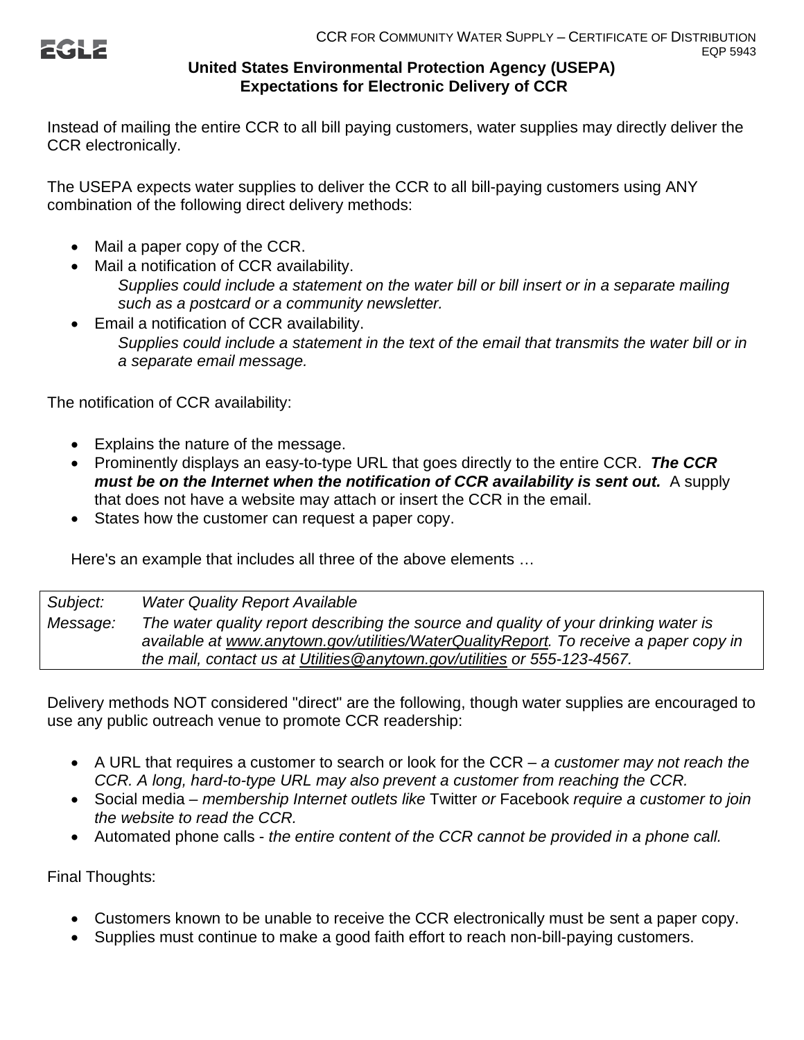## United States Environmental Protection Agency (USEPA) Expectations for Electronic Delivery of CCR

Instead of mailing the entire CCR to all bill paying customers, water supplies may directly deliver the CCR electronically.

The USEPA expects water supplies to deliver the CCR to all bill-paying customers using ANY combination of the following direct delivery methods:

- Mail a paper copy of the CCR.
- Mail a notification of CCR availability.
  *Supplies could include a statement on the water bill or bill insert or in a separate mailing such as a postcard or a community newsletter.*
- Email a notification of CCR availability.
  *Supplies could include a statement in the text of the email that transmits the water bill or in a separate email message.*

The notification of CCR availability:

- Explains the nature of the message.
- Prominently displays an easy-to-type URL that goes directly to the entire CCR. ***The CCR must be on the Internet when the notification of CCR availability is sent out.*** A supply that does not have a website may attach or insert the CCR in the email.
- States how the customer can request a paper copy.

Here's an example that includes all three of the above elements …

| | |
|---|---|
| *Subject:* | *Water Quality Report Available* |
| *Message:* | *The water quality report describing the source and quality of your drinking water is available at www.anytown.gov/utilities/WaterQualityReport. To receive a paper copy in the mail, contact us at Utilities@anytown.gov/utilities or 555-123-4567.* |

Delivery methods NOT considered "direct" are the following, though water supplies are encouraged to use any public outreach venue to promote CCR readership:

- A URL that requires a customer to search or look for the CCR – *a customer may not reach the CCR. A long, hard-to-type URL may also prevent a customer from reaching the CCR.*
- Social media – *membership Internet outlets like* Twitter *or* Facebook *require a customer to join the website to read the CCR.*
- Automated phone calls - *the entire content of the CCR cannot be provided in a phone call.*

Final Thoughts:

- Customers known to be unable to receive the CCR electronically must be sent a paper copy.
- Supplies must continue to make a good faith effort to reach non-bill-paying customers.